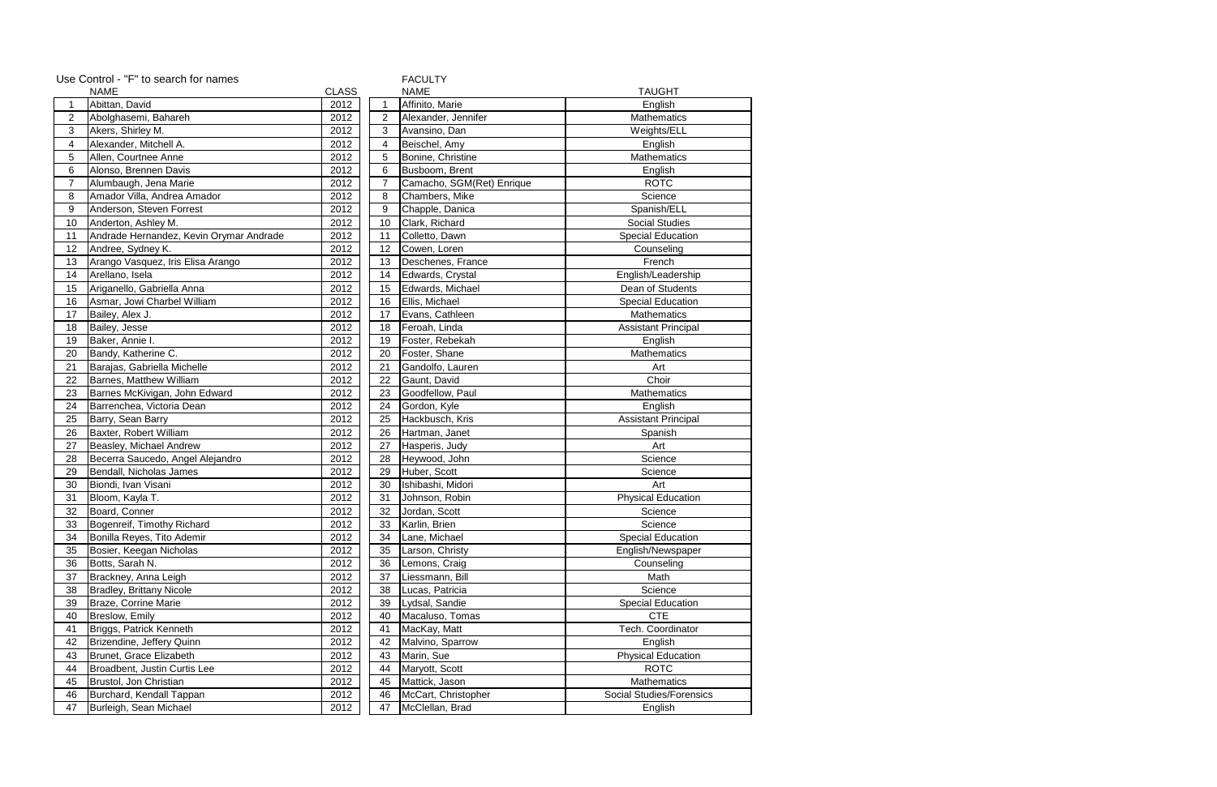Use Control - "F" to search for names

| | NAME | CLASS | | FACULTY NAME | TAUGHT |
|---|---|---|---|---|---|
| 1 | Abittan, David | 2012 | 1 | Affinito, Marie | English |
| 2 | Abolghasemi, Bahareh | 2012 | 2 | Alexander, Jennifer | Mathematics |
| 3 | Akers, Shirley M. | 2012 | 3 | Avansino, Dan | Weights/ELL |
| 4 | Alexander, Mitchell A. | 2012 | 4 | Beischel, Amy | English |
| 5 | Allen, Courtnee Anne | 2012 | 5 | Bonine, Christine | Mathematics |
| 6 | Alonso, Brennen Davis | 2012 | 6 | Busboom, Brent | English |
| 7 | Alumbaugh, Jena Marie | 2012 | 7 | Camacho, SGM(Ret) Enrique | ROTC |
| 8 | Amador Villa, Andrea Amador | 2012 | 8 | Chambers, Mike | Science |
| 9 | Anderson, Steven Forrest | 2012 | 9 | Chapple, Danica | Spanish/ELL |
| 10 | Anderton, Ashley M. | 2012 | 10 | Clark, Richard | Social Studies |
| 11 | Andrade Hernandez, Kevin Orymar Andrade | 2012 | 11 | Colletto, Dawn | Special Education |
| 12 | Andree, Sydney K. | 2012 | 12 | Cowen, Loren | Counseling |
| 13 | Arango Vasquez, Iris Elisa Arango | 2012 | 13 | Deschenes, France | French |
| 14 | Arellano, Isela | 2012 | 14 | Edwards, Crystal | English/Leadership |
| 15 | Ariganello, Gabriella Anna | 2012 | 15 | Edwards, Michael | Dean of Students |
| 16 | Asmar, Jowi Charbel William | 2012 | 16 | Ellis, Michael | Special Education |
| 17 | Bailey, Alex J. | 2012 | 17 | Evans, Cathleen | Mathematics |
| 18 | Bailey, Jesse | 2012 | 18 | Feroah, Linda | Assistant Principal |
| 19 | Baker, Annie I. | 2012 | 19 | Foster, Rebekah | English |
| 20 | Bandy, Katherine C. | 2012 | 20 | Foster, Shane | Mathematics |
| 21 | Barajas, Gabriella Michelle | 2012 | 21 | Gandolfo, Lauren | Art |
| 22 | Barnes, Matthew William | 2012 | 22 | Gaunt, David | Choir |
| 23 | Barnes McKivigan, John Edward | 2012 | 23 | Goodfellow, Paul | Mathematics |
| 24 | Barrenchea, Victoria Dean | 2012 | 24 | Gordon, Kyle | English |
| 25 | Barry, Sean Barry | 2012 | 25 | Hackbusch, Kris | Assistant Principal |
| 26 | Baxter, Robert William | 2012 | 26 | Hartman, Janet | Spanish |
| 27 | Beasley, Michael Andrew | 2012 | 27 | Hasperis, Judy | Art |
| 28 | Becerra Saucedo, Angel Alejandro | 2012 | 28 | Heywood, John | Science |
| 29 | Bendall, Nicholas James | 2012 | 29 | Huber, Scott | Science |
| 30 | Biondi, Ivan Visani | 2012 | 30 | Ishibashi, Midori | Art |
| 31 | Bloom, Kayla T. | 2012 | 31 | Johnson, Robin | Physical Education |
| 32 | Board, Conner | 2012 | 32 | Jordan, Scott | Science |
| 33 | Bogenreif, Timothy Richard | 2012 | 33 | Karlin, Brien | Science |
| 34 | Bonilla Reyes, Tito Ademir | 2012 | 34 | Lane, Michael | Special Education |
| 35 | Bosier, Keegan Nicholas | 2012 | 35 | Larson, Christy | English/Newspaper |
| 36 | Botts, Sarah N. | 2012 | 36 | Lemons, Craig | Counseling |
| 37 | Brackney, Anna Leigh | 2012 | 37 | Liessmann, Bill | Math |
| 38 | Bradley, Brittany Nicole | 2012 | 38 | Lucas, Patricia | Science |
| 39 | Braze, Corrine Marie | 2012 | 39 | Lydsal, Sandie | Special Education |
| 40 | Breslow, Emily | 2012 | 40 | Macaluso, Tomas | CTE |
| 41 | Briggs, Patrick Kenneth | 2012 | 41 | MacKay, Matt | Tech. Coordinator |
| 42 | Brizendine, Jeffery Quinn | 2012 | 42 | Malvino, Sparrow | English |
| 43 | Brunet, Grace Elizabeth | 2012 | 43 | Marin, Sue | Physical Education |
| 44 | Broadbent, Justin Curtis Lee | 2012 | 44 | Maryott, Scott | ROTC |
| 45 | Brustol, Jon Christian | 2012 | 45 | Mattick, Jason | Mathematics |
| 46 | Burchard, Kendall Tappan | 2012 | 46 | McCart, Christopher | Social Studies/Forensics |
| 47 | Burleigh, Sean Michael | 2012 | 47 | McClellan, Brad | English |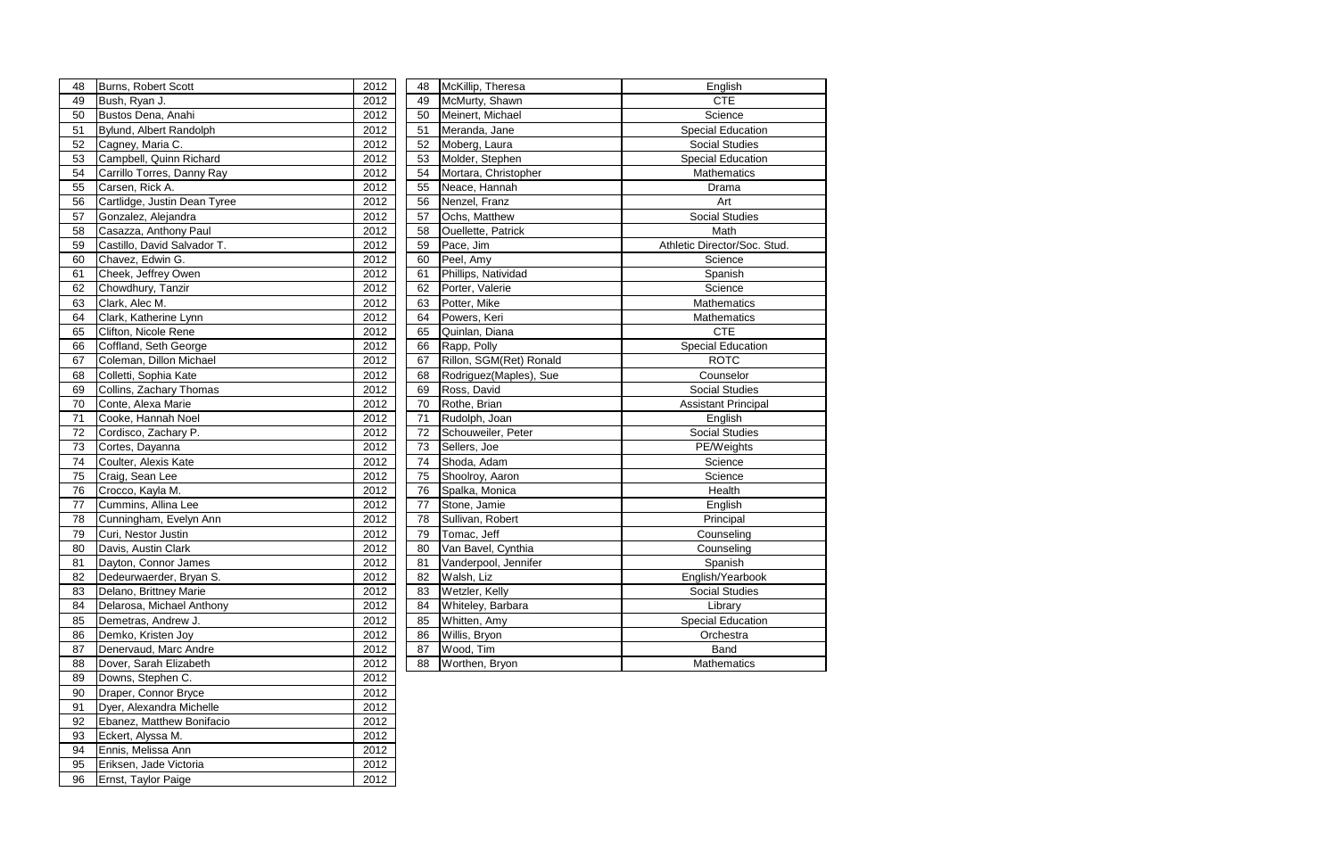| | | |
|---|---|---|
| 48 | Burns, Robert Scott | 2012 |
| 49 | Bush, Ryan J. | 2012 |
| 50 | Bustos Dena, Anahi | 2012 |
| 51 | Bylund, Albert Randolph | 2012 |
| 52 | Cagney, Maria C. | 2012 |
| 53 | Campbell, Quinn Richard | 2012 |
| 54 | Carrillo Torres, Danny Ray | 2012 |
| 55 | Carsen, Rick A. | 2012 |
| 56 | Cartlidge, Justin Dean Tyree | 2012 |
| 57 | Gonzalez, Alejandra | 2012 |
| 58 | Casazza, Anthony Paul | 2012 |
| 59 | Castillo, David Salvador T. | 2012 |
| 60 | Chavez, Edwin G. | 2012 |
| 61 | Cheek, Jeffrey Owen | 2012 |
| 62 | Chowdhury, Tanzir | 2012 |
| 63 | Clark, Alec M. | 2012 |
| 64 | Clark, Katherine Lynn | 2012 |
| 65 | Clifton, Nicole Rene | 2012 |
| 66 | Coffland, Seth George | 2012 |
| 67 | Coleman, Dillon Michael | 2012 |
| 68 | Colletti, Sophia Kate | 2012 |
| 69 | Collins, Zachary Thomas | 2012 |
| 70 | Conte, Alexa Marie | 2012 |
| 71 | Cooke, Hannah Noel | 2012 |
| 72 | Cordisco, Zachary P. | 2012 |
| 73 | Cortes, Dayanna | 2012 |
| 74 | Coulter, Alexis Kate | 2012 |
| 75 | Craig, Sean Lee | 2012 |
| 76 | Crocco, Kayla M. | 2012 |
| 77 | Cummins, Allina Lee | 2012 |
| 78 | Cunningham, Evelyn Ann | 2012 |
| 79 | Curi, Nestor Justin | 2012 |
| 80 | Davis, Austin Clark | 2012 |
| 81 | Dayton, Connor James | 2012 |
| 82 | Dedeurwaerder, Bryan S. | 2012 |
| 83 | Delano, Brittney Marie | 2012 |
| 84 | Delarosa, Michael Anthony | 2012 |
| 85 | Demetras, Andrew J. | 2012 |
| 86 | Demko, Kristen Joy | 2012 |
| 87 | Denervaud, Marc Andre | 2012 |
| 88 | Dover, Sarah Elizabeth | 2012 |
| 89 | Downs, Stephen C. | 2012 |
| 90 | Draper, Connor Bryce | 2012 |
| 91 | Dyer, Alexandra Michelle | 2012 |
| 92 | Ebanez, Matthew Bonifacio | 2012 |
| 93 | Eckert, Alyssa M. | 2012 |
| 94 | Ennis, Melissa Ann | 2012 |
| 95 | Eriksen, Jade Victoria | 2012 |
| 96 | Ernst, Taylor Paige | 2012 |

| | | |
|---|---|---|
| 48 | McKillip, Theresa | English |
| 49 | McMurty, Shawn | CTE |
| 50 | Meinert, Michael | Science |
| 51 | Meranda, Jane | Special Education |
| 52 | Moberg, Laura | Social Studies |
| 53 | Molder, Stephen | Special Education |
| 54 | Mortara, Christopher | Mathematics |
| 55 | Neace, Hannah | Drama |
| 56 | Nenzel, Franz | Art |
| 57 | Ochs, Matthew | Social Studies |
| 58 | Ouellette, Patrick | Math |
| 59 | Pace, Jim | Athletic Director/Soc. Stud. |
| 60 | Peel, Amy | Science |
| 61 | Phillips, Natividad | Spanish |
| 62 | Porter, Valerie | Science |
| 63 | Potter, Mike | Mathematics |
| 64 | Powers, Keri | Mathematics |
| 65 | Quinlan, Diana | CTE |
| 66 | Rapp, Polly | Special Education |
| 67 | Rillon, SGM(Ret) Ronald | ROTC |
| 68 | Rodriguez(Maples), Sue | Counselor |
| 69 | Ross, David | Social Studies |
| 70 | Rothe, Brian | Assistant Principal |
| 71 | Rudolph, Joan | English |
| 72 | Schouweiler, Peter | Social Studies |
| 73 | Sellers, Joe | PE/Weights |
| 74 | Shoda, Adam | Science |
| 75 | Shoolroy, Aaron | Science |
| 76 | Spalka, Monica | Health |
| 77 | Stone, Jamie | English |
| 78 | Sullivan, Robert | Principal |
| 79 | Tomac, Jeff | Counseling |
| 80 | Van Bavel, Cynthia | Counseling |
| 81 | Vanderpool, Jennifer | Spanish |
| 82 | Walsh, Liz | English/Yearbook |
| 83 | Wetzler, Kelly | Social Studies |
| 84 | Whiteley, Barbara | Library |
| 85 | Whitten, Amy | Special Education |
| 86 | Willis, Bryon | Orchestra |
| 87 | Wood, Tim | Band |
| 88 | Worthen, Bryon | Mathematics |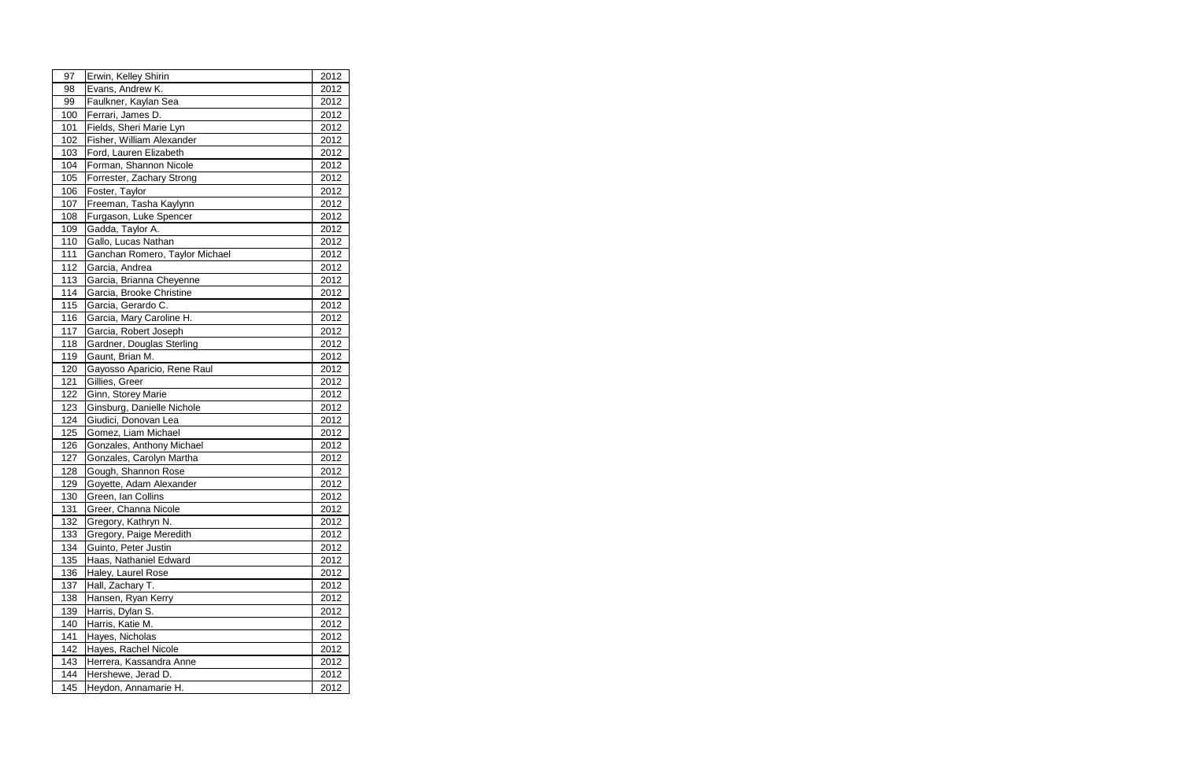| 97 | Erwin, Kelley Shirin | 2012 |
|---|---|---|
| 98 | Evans, Andrew K. | 2012 |
| 99 | Faulkner, Kaylan Sea | 2012 |
| 100 | Ferrari, James D. | 2012 |
| 101 | Fields, Sheri Marie Lyn | 2012 |
| 102 | Fisher, William Alexander | 2012 |
| 103 | Ford, Lauren Elizabeth | 2012 |
| 104 | Forman, Shannon Nicole | 2012 |
| 105 | Forrester, Zachary Strong | 2012 |
| 106 | Foster, Taylor | 2012 |
| 107 | Freeman, Tasha Kaylynn | 2012 |
| 108 | Furgason, Luke Spencer | 2012 |
| 109 | Gadda, Taylor A. | 2012 |
| 110 | Gallo, Lucas Nathan | 2012 |
| 111 | Ganchan Romero, Taylor Michael | 2012 |
| 112 | Garcia, Andrea | 2012 |
| 113 | Garcia, Brianna Cheyenne | 2012 |
| 114 | Garcia, Brooke Christine | 2012 |
| 115 | Garcia, Gerardo C. | 2012 |
| 116 | Garcia, Mary Caroline H. | 2012 |
| 117 | Garcia, Robert Joseph | 2012 |
| 118 | Gardner, Douglas Sterling | 2012 |
| 119 | Gaunt, Brian M. | 2012 |
| 120 | Gayosso Aparicio, Rene Raul | 2012 |
| 121 | Gillies, Greer | 2012 |
| 122 | Ginn, Storey Marie | 2012 |
| 123 | Ginsburg, Danielle Nichole | 2012 |
| 124 | Giudici, Donovan Lea | 2012 |
| 125 | Gomez, Liam Michael | 2012 |
| 126 | Gonzales, Anthony Michael | 2012 |
| 127 | Gonzales, Carolyn Martha | 2012 |
| 128 | Gough, Shannon Rose | 2012 |
| 129 | Goyette, Adam Alexander | 2012 |
| 130 | Green, Ian Collins | 2012 |
| 131 | Greer, Channa Nicole | 2012 |
| 132 | Gregory, Kathryn N. | 2012 |
| 133 | Gregory, Paige Meredith | 2012 |
| 134 | Guinto, Peter Justin | 2012 |
| 135 | Haas, Nathaniel Edward | 2012 |
| 136 | Haley, Laurel Rose | 2012 |
| 137 | Hall, Zachary T. | 2012 |
| 138 | Hansen, Ryan Kerry | 2012 |
| 139 | Harris, Dylan S. | 2012 |
| 140 | Harris, Katie M. | 2012 |
| 141 | Hayes, Nicholas | 2012 |
| 142 | Hayes, Rachel Nicole | 2012 |
| 143 | Herrera, Kassandra Anne | 2012 |
| 144 | Hershewe, Jerad D. | 2012 |
| 145 | Heydon, Annamarie H. | 2012 |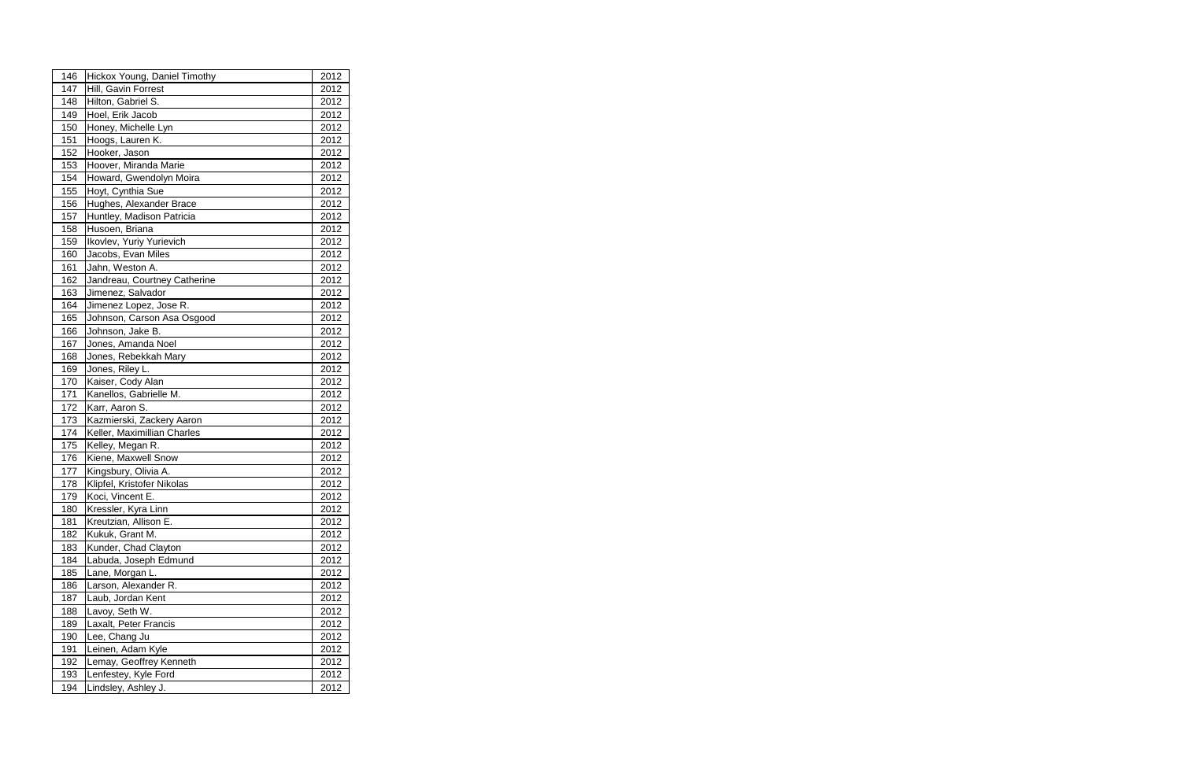| 146 | Hickox Young, Daniel Timothy | 2012 |
|---|---|---|
| 147 | Hill, Gavin Forrest | 2012 |
| 148 | Hilton, Gabriel S. | 2012 |
| 149 | Hoel, Erik Jacob | 2012 |
| 150 | Honey, Michelle Lyn | 2012 |
| 151 | Hoogs, Lauren K. | 2012 |
| 152 | Hooker, Jason | 2012 |
| 153 | Hoover, Miranda Marie | 2012 |
| 154 | Howard, Gwendolyn Moira | 2012 |
| 155 | Hoyt, Cynthia Sue | 2012 |
| 156 | Hughes, Alexander Brace | 2012 |
| 157 | Huntley, Madison Patricia | 2012 |
| 158 | Husoen, Briana | 2012 |
| 159 | Ikovlev, Yuriy Yurievich | 2012 |
| 160 | Jacobs, Evan Miles | 2012 |
| 161 | Jahn, Weston A. | 2012 |
| 162 | Jandreau, Courtney Catherine | 2012 |
| 163 | Jimenez, Salvador | 2012 |
| 164 | Jimenez Lopez, Jose R. | 2012 |
| 165 | Johnson, Carson Asa Osgood | 2012 |
| 166 | Johnson, Jake B. | 2012 |
| 167 | Jones, Amanda Noel | 2012 |
| 168 | Jones, Rebekkah Mary | 2012 |
| 169 | Jones, Riley L. | 2012 |
| 170 | Kaiser, Cody Alan | 2012 |
| 171 | Kanellos, Gabrielle M. | 2012 |
| 172 | Karr, Aaron S. | 2012 |
| 173 | Kazmierski, Zackery Aaron | 2012 |
| 174 | Keller, Maximillian Charles | 2012 |
| 175 | Kelley, Megan R. | 2012 |
| 176 | Kiene, Maxwell Snow | 2012 |
| 177 | Kingsbury, Olivia A. | 2012 |
| 178 | Klipfel, Kristofer Nikolas | 2012 |
| 179 | Koci, Vincent E. | 2012 |
| 180 | Kressler, Kyra Linn | 2012 |
| 181 | Kreutzian, Allison E. | 2012 |
| 182 | Kukuk, Grant M. | 2012 |
| 183 | Kunder, Chad Clayton | 2012 |
| 184 | Labuda, Joseph Edmund | 2012 |
| 185 | Lane, Morgan L. | 2012 |
| 186 | Larson, Alexander R. | 2012 |
| 187 | Laub, Jordan Kent | 2012 |
| 188 | Lavoy, Seth W. | 2012 |
| 189 | Laxalt, Peter Francis | 2012 |
| 190 | Lee, Chang Ju | 2012 |
| 191 | Leinen, Adam Kyle | 2012 |
| 192 | Lemay, Geoffrey Kenneth | 2012 |
| 193 | Lenfestey, Kyle Ford | 2012 |
| 194 | Lindsley, Ashley J. | 2012 |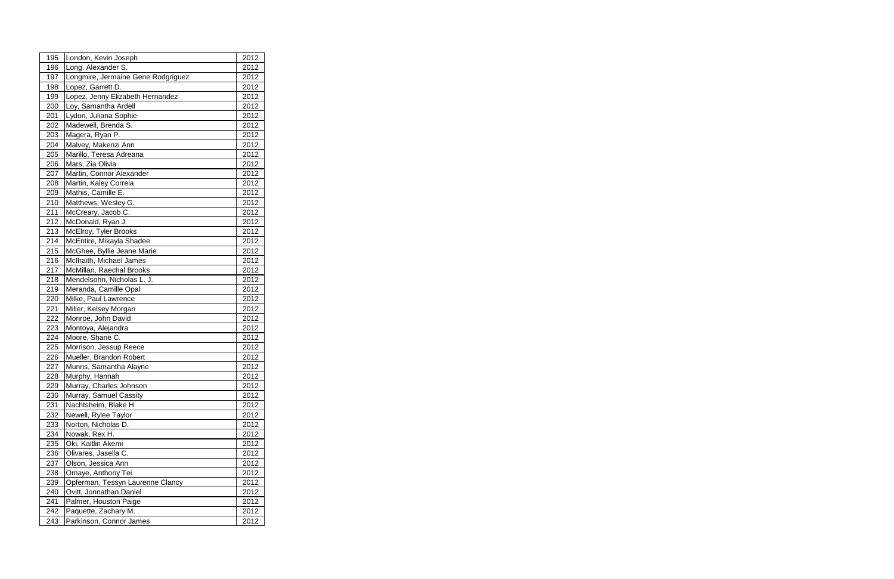| 195 | London, Kevin Joseph | 2012 |
|---|---|---|
| 196 | Long, Alexander S. | 2012 |
| 197 | Longmire, Jermaine Gene Rodgriguez | 2012 |
| 198 | Lopez, Garrett D. | 2012 |
| 199 | Lopez, Jenny Elizabeth Hernandez | 2012 |
| 200 | Loy, Samantha Ardell | 2012 |
| 201 | Lydon, Juliana Sophie | 2012 |
| 202 | Madewell, Brenda S. | 2012 |
| 203 | Magera, Ryan P. | 2012 |
| 204 | Malvey, Makenzi Ann | 2012 |
| 205 | Marillo, Teresa Adreana | 2012 |
| 206 | Mars, Zia Olivia | 2012 |
| 207 | Martin, Connor Alexander | 2012 |
| 208 | Martin, Kaley Correia | 2012 |
| 209 | Mathis, Camille E. | 2012 |
| 210 | Matthews, Wesley G. | 2012 |
| 211 | McCreary, Jacob C. | 2012 |
| 212 | McDonald, Ryan J. | 2012 |
| 213 | McElroy, Tyler Brooks | 2012 |
| 214 | McEntire, Mikayla Shadee | 2012 |
| 215 | McGhee, Byllie Jeane Marie | 2012 |
| 216 | McIlraith, Michael James | 2012 |
| 217 | McMillan, Raechal Brooks | 2012 |
| 218 | Mendelsohn, Nicholas L. J. | 2012 |
| 219 | Meranda, Camille Opal | 2012 |
| 220 | Milke, Paul Lawrence | 2012 |
| 221 | Miller, Kelsey Morgan | 2012 |
| 222 | Monroe, John David | 2012 |
| 223 | Montoya, Alejandra | 2012 |
| 224 | Moore, Shane C. | 2012 |
| 225 | Morrison, Jessup Reece | 2012 |
| 226 | Mueller, Brandon Robert | 2012 |
| 227 | Munns, Samantha Alayne | 2012 |
| 228 | Murphy, Hannah | 2012 |
| 229 | Murray, Charles Johnson | 2012 |
| 230 | Murray, Samuel Cassity | 2012 |
| 231 | Nachtsheim, Blake H. | 2012 |
| 232 | Newell, Rylee Taylor | 2012 |
| 233 | Norton, Nicholas D. | 2012 |
| 234 | Nowak, Rex H. | 2012 |
| 235 | Oki, Kaitlin Akemi | 2012 |
| 236 | Olivares, Jasella C. | 2012 |
| 237 | Olson, Jessica Ann | 2012 |
| 238 | Omaye, Anthony Tei | 2012 |
| 239 | Opferman, Tessyn Laurenne Clancy | 2012 |
| 240 | Ovitt, Jonnathan Daniel | 2012 |
| 241 | Palmer, Houston Paige | 2012 |
| 242 | Paquette, Zachary M. | 2012 |
| 243 | Parkinson, Connor James | 2012 |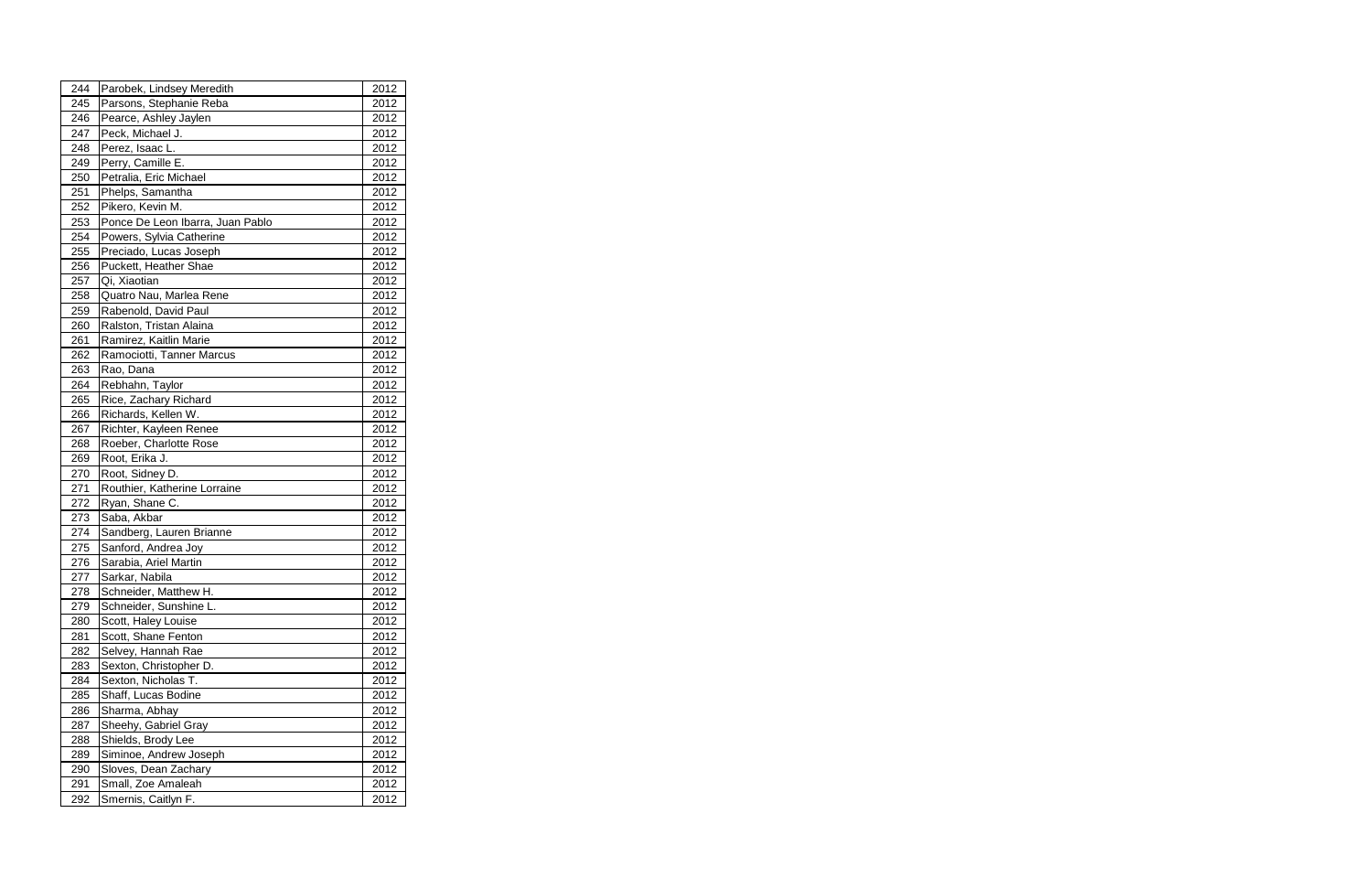| 244 | Parobek, Lindsey Meredith | 2012 |
|---|---|---|
| 245 | Parsons, Stephanie Reba | 2012 |
| 246 | Pearce, Ashley Jaylen | 2012 |
| 247 | Peck, Michael J. | 2012 |
| 248 | Perez, Isaac L. | 2012 |
| 249 | Perry, Camille E. | 2012 |
| 250 | Petralia, Eric Michael | 2012 |
| 251 | Phelps, Samantha | 2012 |
| 252 | Pikero, Kevin M. | 2012 |
| 253 | Ponce De Leon Ibarra, Juan Pablo | 2012 |
| 254 | Powers, Sylvia Catherine | 2012 |
| 255 | Preciado, Lucas Joseph | 2012 |
| 256 | Puckett, Heather Shae | 2012 |
| 257 | Qi, Xiaotian | 2012 |
| 258 | Quatro Nau, Marlea Rene | 2012 |
| 259 | Rabenold, David Paul | 2012 |
| 260 | Ralston, Tristan Alaina | 2012 |
| 261 | Ramirez, Kaitlin Marie | 2012 |
| 262 | Ramociotti, Tanner Marcus | 2012 |
| 263 | Rao, Dana | 2012 |
| 264 | Rebhahn, Taylor | 2012 |
| 265 | Rice, Zachary Richard | 2012 |
| 266 | Richards, Kellen W. | 2012 |
| 267 | Richter, Kayleen Renee | 2012 |
| 268 | Roeber, Charlotte Rose | 2012 |
| 269 | Root, Erika J. | 2012 |
| 270 | Root, Sidney D. | 2012 |
| 271 | Routhier, Katherine Lorraine | 2012 |
| 272 | Ryan, Shane C. | 2012 |
| 273 | Saba, Akbar | 2012 |
| 274 | Sandberg, Lauren Brianne | 2012 |
| 275 | Sanford, Andrea Joy | 2012 |
| 276 | Sarabia, Ariel Martin | 2012 |
| 277 | Sarkar, Nabila | 2012 |
| 278 | Schneider, Matthew H. | 2012 |
| 279 | Schneider, Sunshine L. | 2012 |
| 280 | Scott, Haley Louise | 2012 |
| 281 | Scott, Shane Fenton | 2012 |
| 282 | Selvey, Hannah Rae | 2012 |
| 283 | Sexton, Christopher D. | 2012 |
| 284 | Sexton, Nicholas T. | 2012 |
| 285 | Shaff, Lucas Bodine | 2012 |
| 286 | Sharma, Abhay | 2012 |
| 287 | Sheehy, Gabriel Gray | 2012 |
| 288 | Shields, Brody Lee | 2012 |
| 289 | Siminoe, Andrew Joseph | 2012 |
| 290 | Sloves, Dean Zachary | 2012 |
| 291 | Small, Zoe Amaleah | 2012 |
| 292 | Smernis, Caitlyn F. | 2012 |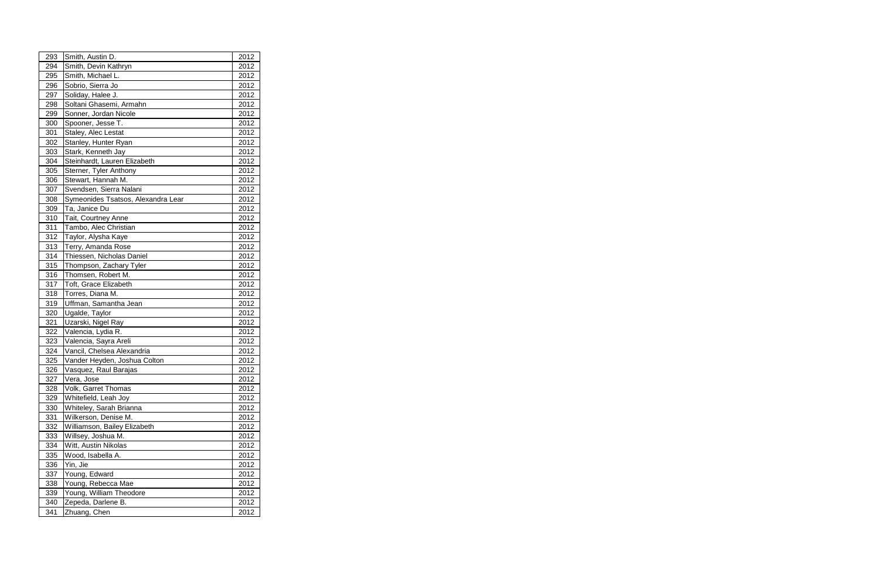| 293 | Smith, Austin D. | 2012 |
|---|---|---|
| 294 | Smith, Devin Kathryn | 2012 |
| 295 | Smith, Michael L. | 2012 |
| 296 | Sobrio, Sierra Jo | 2012 |
| 297 | Soliday, Halee J. | 2012 |
| 298 | Soltani Ghasemi, Armahn | 2012 |
| 299 | Sonner, Jordan Nicole | 2012 |
| 300 | Spooner, Jesse T. | 2012 |
| 301 | Staley, Alec Lestat | 2012 |
| 302 | Stanley, Hunter Ryan | 2012 |
| 303 | Stark, Kenneth Jay | 2012 |
| 304 | Steinhardt, Lauren Elizabeth | 2012 |
| 305 | Sterner, Tyler Anthony | 2012 |
| 306 | Stewart, Hannah M. | 2012 |
| 307 | Svendsen, Sierra Nalani | 2012 |
| 308 | Symeonides Tsatsos, Alexandra Lear | 2012 |
| 309 | Ta, Janice Du | 2012 |
| 310 | Tait, Courtney Anne | 2012 |
| 311 | Tambo, Alec Christian | 2012 |
| 312 | Taylor, Alysha Kaye | 2012 |
| 313 | Terry, Amanda Rose | 2012 |
| 314 | Thiessen, Nicholas Daniel | 2012 |
| 315 | Thompson, Zachary Tyler | 2012 |
| 316 | Thomsen, Robert M. | 2012 |
| 317 | Toft, Grace Elizabeth | 2012 |
| 318 | Torres, Diana M. | 2012 |
| 319 | Uffman, Samantha Jean | 2012 |
| 320 | Ugalde, Taylor | 2012 |
| 321 | Uzarski, Nigel Ray | 2012 |
| 322 | Valencia, Lydia R. | 2012 |
| 323 | Valencia, Sayra Areli | 2012 |
| 324 | Vancil, Chelsea Alexandria | 2012 |
| 325 | Vander Heyden, Joshua Colton | 2012 |
| 326 | Vasquez, Raul Barajas | 2012 |
| 327 | Vera, Jose | 2012 |
| 328 | Volk, Garret Thomas | 2012 |
| 329 | Whitefield, Leah Joy | 2012 |
| 330 | Whiteley, Sarah Brianna | 2012 |
| 331 | Wilkerson, Denise M. | 2012 |
| 332 | Williamson, Bailey Elizabeth | 2012 |
| 333 | Willsey, Joshua M. | 2012 |
| 334 | Witt, Austin Nikolas | 2012 |
| 335 | Wood, Isabella A. | 2012 |
| 336 | Yin, Jie | 2012 |
| 337 | Young, Edward | 2012 |
| 338 | Young, Rebecca Mae | 2012 |
| 339 | Young, William Theodore | 2012 |
| 340 | Zepeda, Darlene B. | 2012 |
| 341 | Zhuang, Chen | 2012 |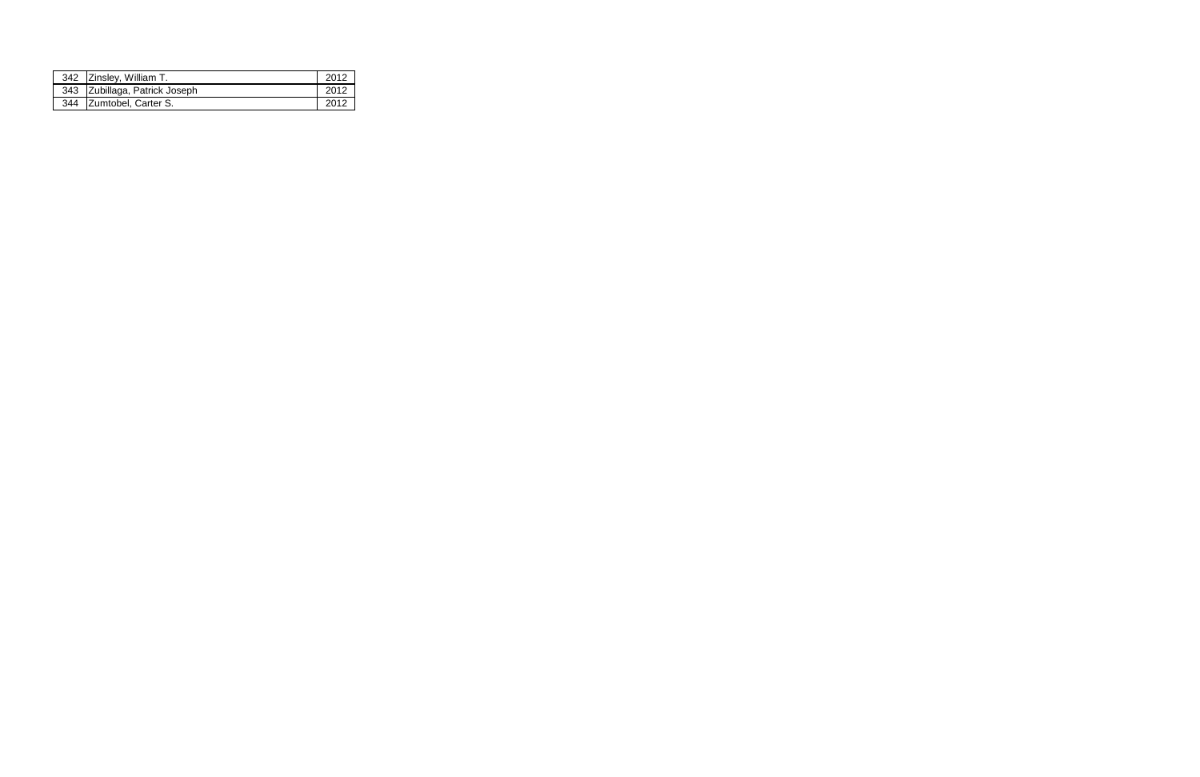| | | |
|---|---|---|
| 342 | Zinsley, William T. | 2012 |
| 343 | Zubillaga, Patrick Joseph | 2012 |
| 344 | Zumtobel, Carter S. | 2012 |